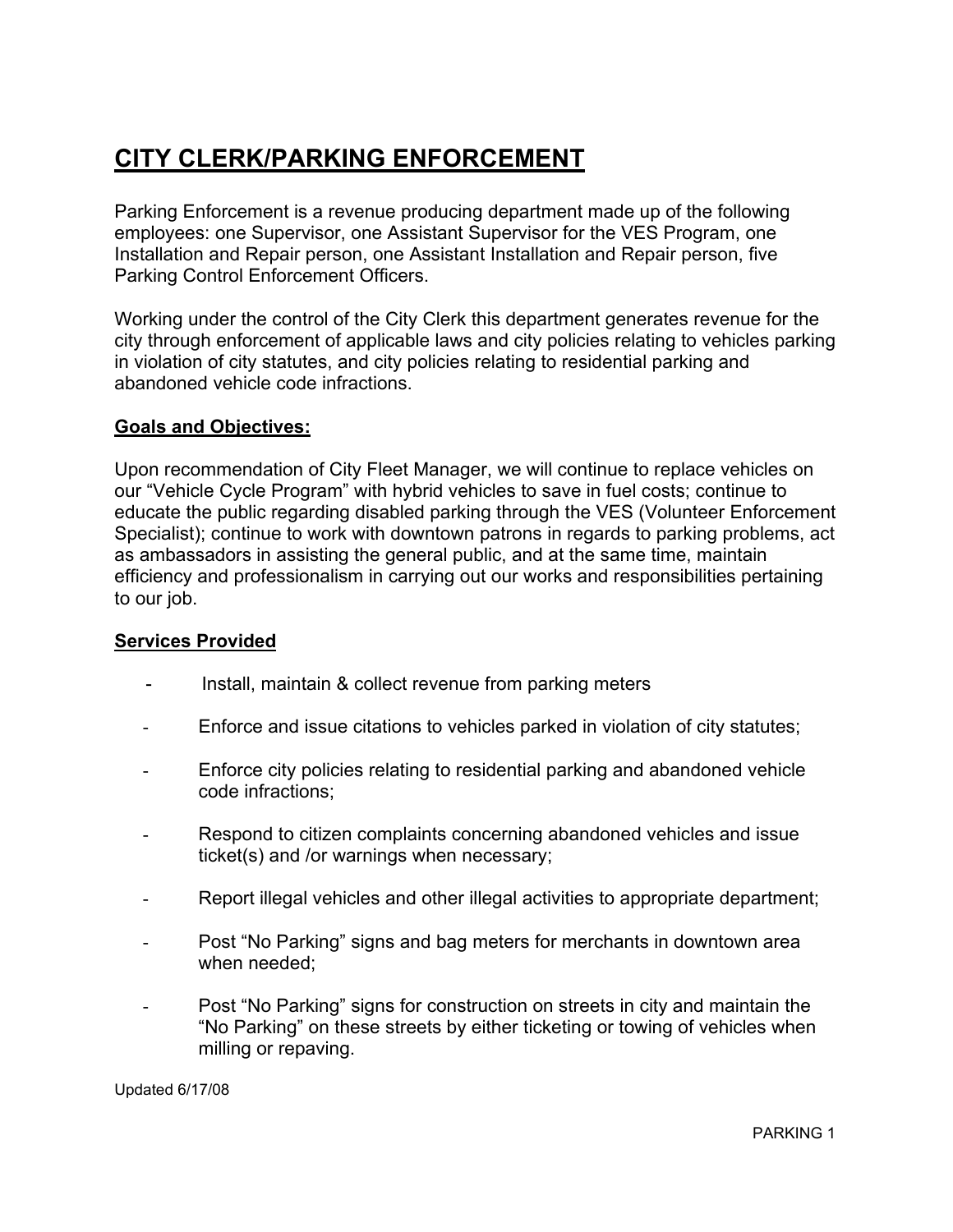# CITY CLERK/PARKING ENFORCEMENT

Parking Enforcement is a revenue producing department made up of the following employees: one Supervisor, one Assistant Supervisor for the VES Program, one Installation and Repair person, one Assistant Installation and Repair person, five Parking Control Enforcement Officers.

Working under the control of the City Clerk this department generates revenue for the city through enforcement of applicable laws and city policies relating to vehicles parking in violation of city statutes, and city policies relating to residential parking and abandoned vehicle code infractions.

## Goals and Objectives:

Upon recommendation of City Fleet Manager, we will continue to replace vehicles on our "Vehicle Cycle Program" with hybrid vehicles to save in fuel costs; continue to educate the public regarding disabled parking through the VES (Volunteer Enforcement Specialist); continue to work with downtown patrons in regards to parking problems, act as ambassadors in assisting the general public, and at the same time, maintain efficiency and professionalism in carrying out our works and responsibilities pertaining to our job.

## Services Provided

- Install, maintain & collect revenue from parking meters
- Enforce and issue citations to vehicles parked in violation of city statutes;
- Enforce city policies relating to residential parking and abandoned vehicle code infractions;
- Respond to citizen complaints concerning abandoned vehicles and issue ticket(s) and /or warnings when necessary;
- Report illegal vehicles and other illegal activities to appropriate department;
- Post "No Parking" signs and bag meters for merchants in downtown area when needed;
- Post "No Parking" signs for construction on streets in city and maintain the "No Parking" on these streets by either ticketing or towing of vehicles when milling or repaving.

Updated 6/17/08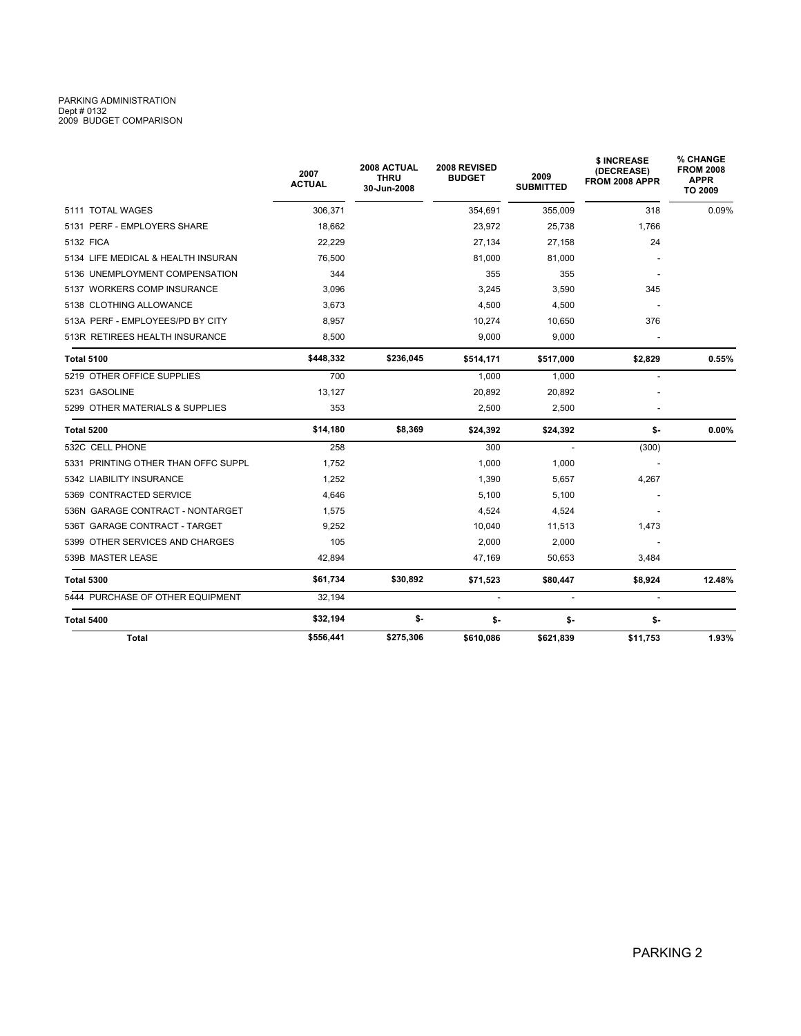PARKING ADMINISTRATION
Dept # 0132
2009 BUDGET COMPARISON

| | 2007 ACTUAL | 2008 ACTUAL THRU 30-Jun-2008 | 2008 REVISED BUDGET | 2009 SUBMITTED | $ INCREASE (DECREASE) FROM 2008 APPR | % CHANGE FROM 2008 APPR TO 2009 |
|---|---|---|---|---|---|---|
| 5111 TOTAL WAGES | 306,371 | | 354,691 | 355,009 | 318 | 0.09% |
| 5131 PERF - EMPLOYERS SHARE | 18,662 | | 23,972 | 25,738 | 1,766 | |
| 5132 FICA | 22,229 | | 27,134 | 27,158 | 24 | |
| 5134 LIFE MEDICAL & HEALTH INSURAN | 76,500 | | 81,000 | 81,000 | - | |
| 5136 UNEMPLOYMENT COMPENSATION | 344 | | 355 | 355 | - | |
| 5137 WORKERS COMP INSURANCE | 3,096 | | 3,245 | 3,590 | 345 | |
| 5138 CLOTHING ALLOWANCE | 3,673 | | 4,500 | 4,500 | - | |
| 513A PERF - EMPLOYEES/PD BY CITY | 8,957 | | 10,274 | 10,650 | 376 | |
| 513R RETIREES HEALTH INSURANCE | 8,500 | | 9,000 | 9,000 | - | |
| **Total 5100** | **$448,332** | **$236,045** | **$514,171** | **$517,000** | **$2,829** | **0.55%** |
| 5219 OTHER OFFICE SUPPLIES | 700 | | 1,000 | 1,000 | - | |
| 5231 GASOLINE | 13,127 | | 20,892 | 20,892 | - | |
| 5299 OTHER MATERIALS & SUPPLIES | 353 | | 2,500 | 2,500 | - | |
| **Total 5200** | **$14,180** | **$8,369** | **$24,392** | **$24,392** | **$-** | **0.00%** |
| 532C CELL PHONE | 258 | | 300 | - | (300) | |
| 5331 PRINTING OTHER THAN OFFC SUPPL | 1,752 | | 1,000 | 1,000 | - | |
| 5342 LIABILITY INSURANCE | 1,252 | | 1,390 | 5,657 | 4,267 | |
| 5369 CONTRACTED SERVICE | 4,646 | | 5,100 | 5,100 | - | |
| 536N GARAGE CONTRACT - NONTARGET | 1,575 | | 4,524 | 4,524 | - | |
| 536T GARAGE CONTRACT - TARGET | 9,252 | | 10,040 | 11,513 | 1,473 | |
| 5399 OTHER SERVICES AND CHARGES | 105 | | 2,000 | 2,000 | - | |
| 539B MASTER LEASE | 42,894 | | 47,169 | 50,653 | 3,484 | |
| **Total 5300** | **$61,734** | **$30,892** | **$71,523** | **$80,447** | **$8,924** | **12.48%** |
| 5444 PURCHASE OF OTHER EQUIPMENT | 32,194 | | - | - | - | |
| **Total 5400** | **$32,194** | **$-** | **$-** | **$-** | **$-** | |
| **Total** | **$556,441** | **$275,306** | **$610,086** | **$621,839** | **$11,753** | **1.93%** |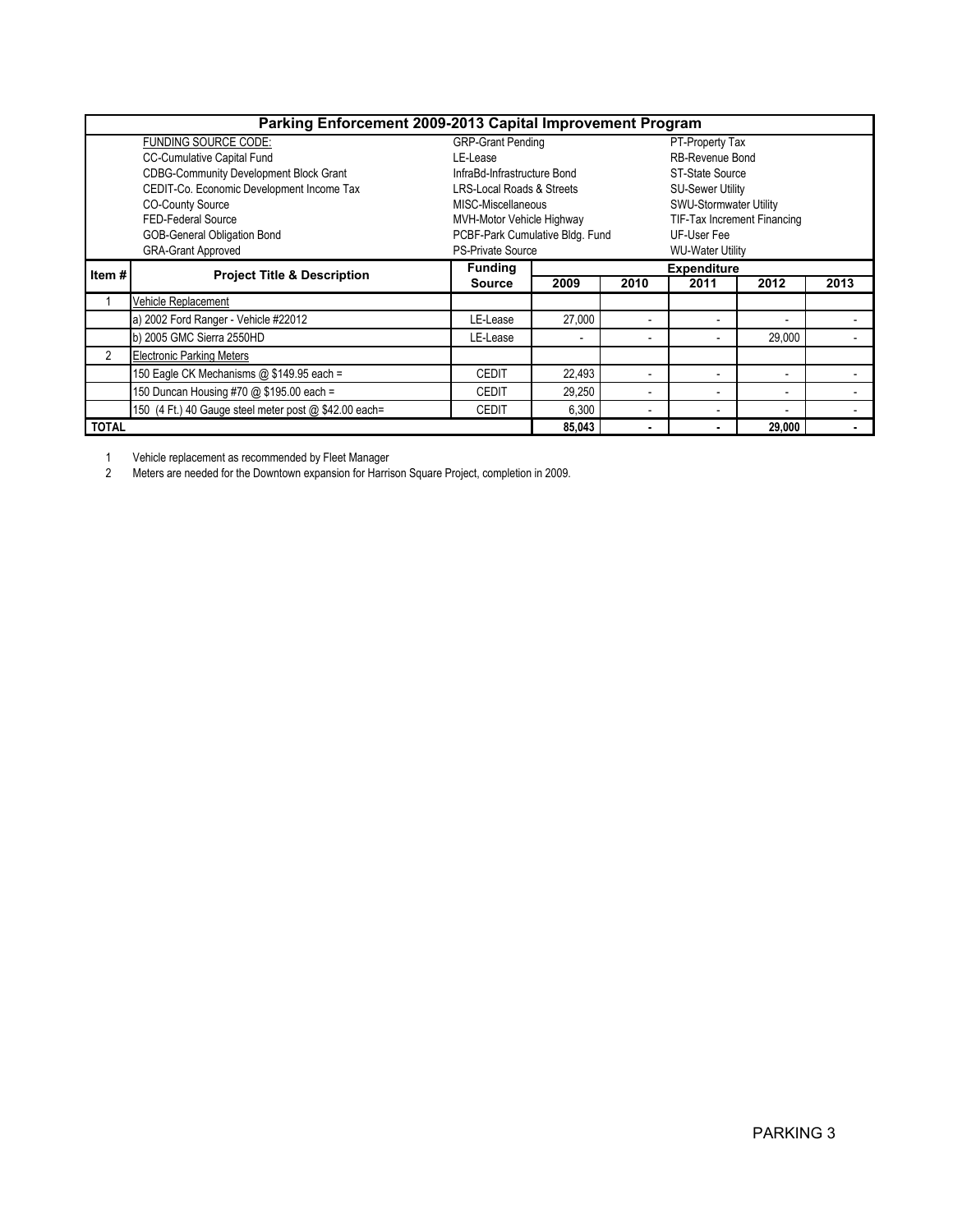# Parking Enforcement 2009-2013 Capital Improvement Program

| FUNDING SOURCE CODE: | | |
|---|---|---|
| CC-Cumulative Capital Fund | GRP-Grant Pending | PT-Property Tax |
| CDBG-Community Development Block Grant | LE-Lease | RB-Revenue Bond |
| CEDIT-Co. Economic Development Income Tax | InfraBd-Infrastructure Bond | ST-State Source |
| CO-County Source | LRS-Local Roads & Streets | SU-Sewer Utility |
| FED-Federal Source | MISC-Miscellaneous | SWU-Stormwater Utility |
| GOB-General Obligation Bond | MVH-Motor Vehicle Highway | TIF-Tax Increment Financing |
| GRA-Grant Approved | PCBF-Park Cumulative Bldg. Fund | UF-User Fee |
| | PS-Private Source | WU-Water Utility |

| Item # | Project Title & Description | Funding Source | Expenditure 2009 | 2010 | 2011 | 2012 | 2013 |
|---|---|---|---|---|---|---|---|
| 1 | Vehicle Replacement | | | | | | |
| | a) 2002 Ford Ranger - Vehicle #22012 | LE-Lease | 27,000 | - | - | - | - |
| | b) 2005 GMC Sierra 2550HD | LE-Lease | - | - | - | 29,000 | - |
| 2 | Electronic Parking Meters | | | | | | |
| | 150 Eagle CK Mechanisms @ $149.95 each = | CEDIT | 22,493 | - | - | - | - |
| | 150 Duncan Housing #70 @ $195.00 each = | CEDIT | 29,250 | - | - | - | - |
| | 150 (4 Ft.) 40 Gauge steel meter post @ $42.00 each= | CEDIT | 6,300 | - | - | - | - |
| **TOTAL** | | | **85,043** | **-** | **-** | **29,000** | **-** |

1 Vehicle replacement as recommended by Fleet Manager

2 Meters are needed for the Downtown expansion for Harrison Square Project, completion in 2009.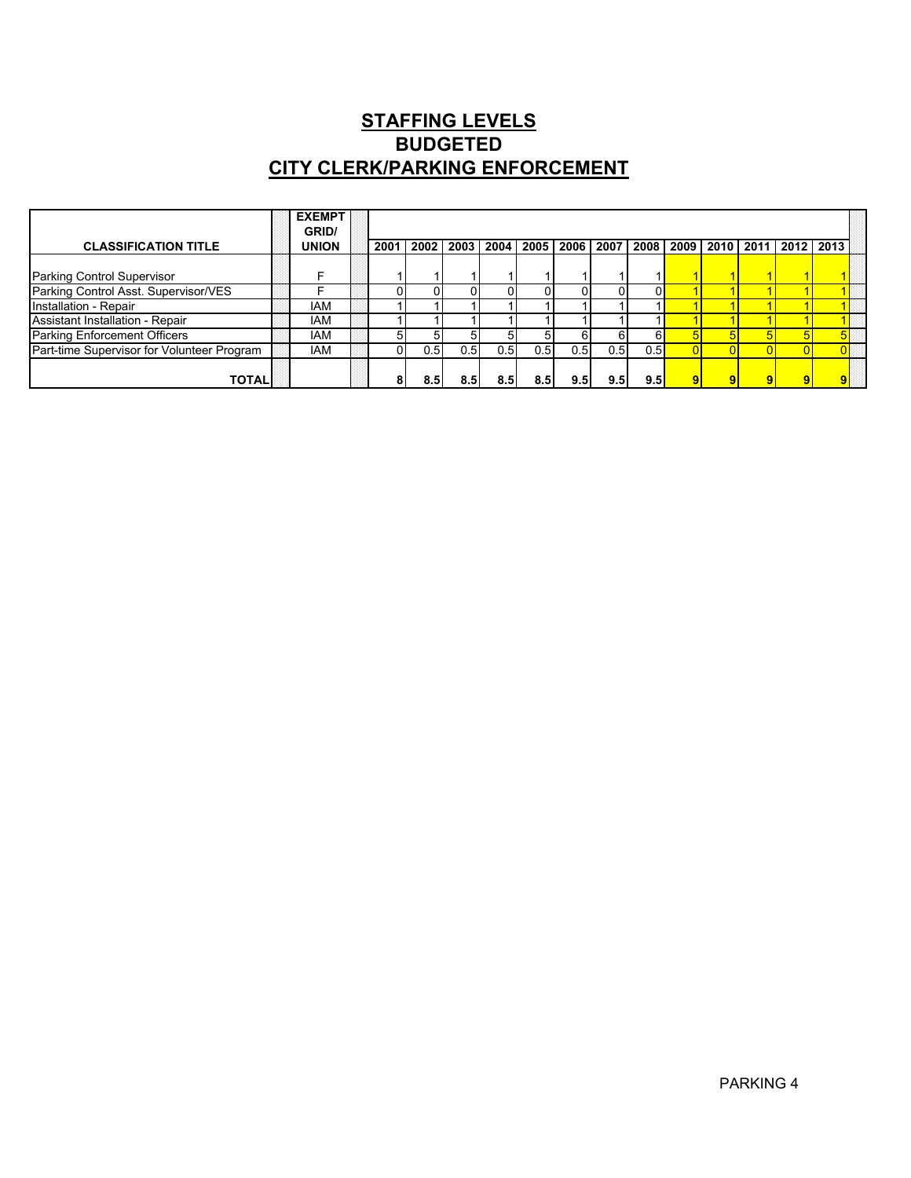## STAFFING LEVELS
## BUDGETED
## CITY CLERK/PARKING ENFORCEMENT

| CLASSIFICATION TITLE | EXEMPT GRID/ UNION | 2001 | 2002 | 2003 | 2004 | 2005 | 2006 | 2007 | 2008 | 2009 | 2010 | 2011 | 2012 | 2013 |
|---|---|---|---|---|---|---|---|---|---|---|---|---|---|---|
| Parking Control Supervisor | F | 1 | 1 | 1 | 1 | 1 | 1 | 1 | 1 | 1 | 1 | 1 | 1 | 1 |
| Parking Control Asst. Supervisor/VES | F | 0 | 0 | 0 | 0 | 0 | 0 | 0 | 0 | 1 | 1 | 1 | 1 | 1 |
| Installation - Repair | IAM | 1 | 1 | 1 | 1 | 1 | 1 | 1 | 1 | 1 | 1 | 1 | 1 | 1 |
| Assistant Installation - Repair | IAM | 1 | 1 | 1 | 1 | 1 | 1 | 1 | 1 | 1 | 1 | 1 | 1 | 1 |
| Parking Enforcement Officers | IAM | 5 | 5 | 5 | 5 | 5 | 6 | 6 | 6 | 5 | 5 | 5 | 5 | 5 |
| Part-time Supervisor for Volunteer Program | IAM | 0 | 0.5 | 0.5 | 0.5 | 0.5 | 0.5 | 0.5 | 0.5 | 0 | 0 | 0 | 0 | 0 |
| **TOTAL** | | **8** | **8.5** | **8.5** | **8.5** | **8.5** | **9.5** | **9.5** | **9.5** | **9** | **9** | **9** | **9** | **9** |